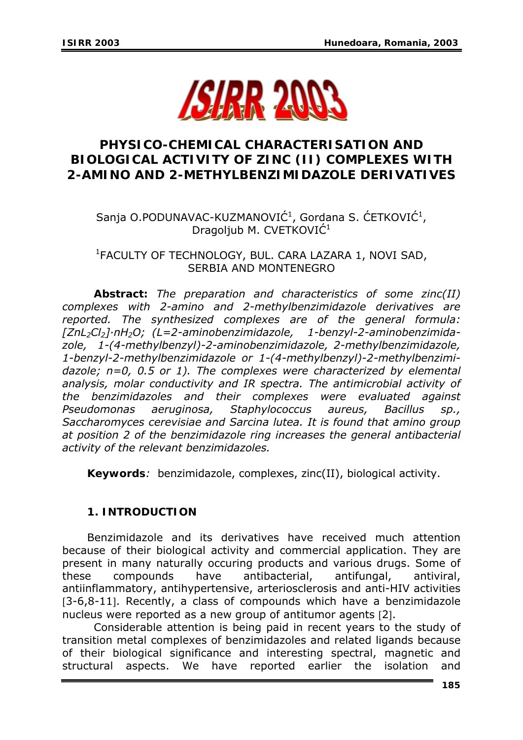# PHYSICO-CHEMICAL CHARACTERISATION AND BIOLOGICAL ACTIVITY OF ZINC (II) COMPLEXES WITH 2-AMINO AND 2-METHYLBENZIMIDAZOLE DERIVATIVES

Sanja O.PODUNAVAC-KUZMANOVIĆ[1], Gordana S. ĆETKOVIĆ[1], Dragoljub M. CVETKOVIĆ[1]

[1]FACULTY OF TECHNOLOGY, BUL. CARA LAZARA 1, NOVI SAD, SERBIA AND MONTENEGRO

**Abstract:** *The preparation and characteristics of some zinc(II) complexes with 2-amino and 2-methylbenzimidazole derivatives are reported. The synthesized complexes are of the general formula: $[ZnL_2Cl_2]\cdot nH_2O$; (L=2-aminobenzimidazole, 1-benzyl-2-aminobenzimidazole, 1-(4-methylbenzyl)-2-aminobenzimidazole, 2-methylbenzimidazole, 1-benzyl-2-methylbenzimidazole or 1-(4-methylbenzyl)-2-methylbenzimidazole; n=0, 0.5 or 1). The complexes were characterized by elemental analysis, molar conductivity and IR spectra. The antimicrobial activity of the benzimidazoles and their complexes were evaluated against Pseudomonas aeruginosa, Staphylococcus aureus, Bacillus sp., Saccharomyces cerevisiae and Sarcina lutea. It is found that amino group at position 2 of the benzimidazole ring increases the general antibacterial activity of the relevant benzimidazoles.*

**Keywords***:* benzimidazole, complexes, zinc(II), biological activity.

## 1. INTRODUCTION

Benzimidazole and its derivatives have received much attention because of their biological activity and commercial application. They are present in many naturally occuring products and various drugs. Some of these compounds have antibacterial, antifungal, antiviral, antiinflammatory, antihypertensive, arteriosclerosis and anti-HIV activities [3-6,8-11]. Recently, a class of compounds which have a benzimidazole nucleus were reported as a new group of antitumor agents [2].

Considerable attention is being paid in recent years to the study of transition metal complexes of benzimidazoles and related ligands because of their biological significance and interesting spectral, magnetic and structural aspects. We have reported earlier the isolation and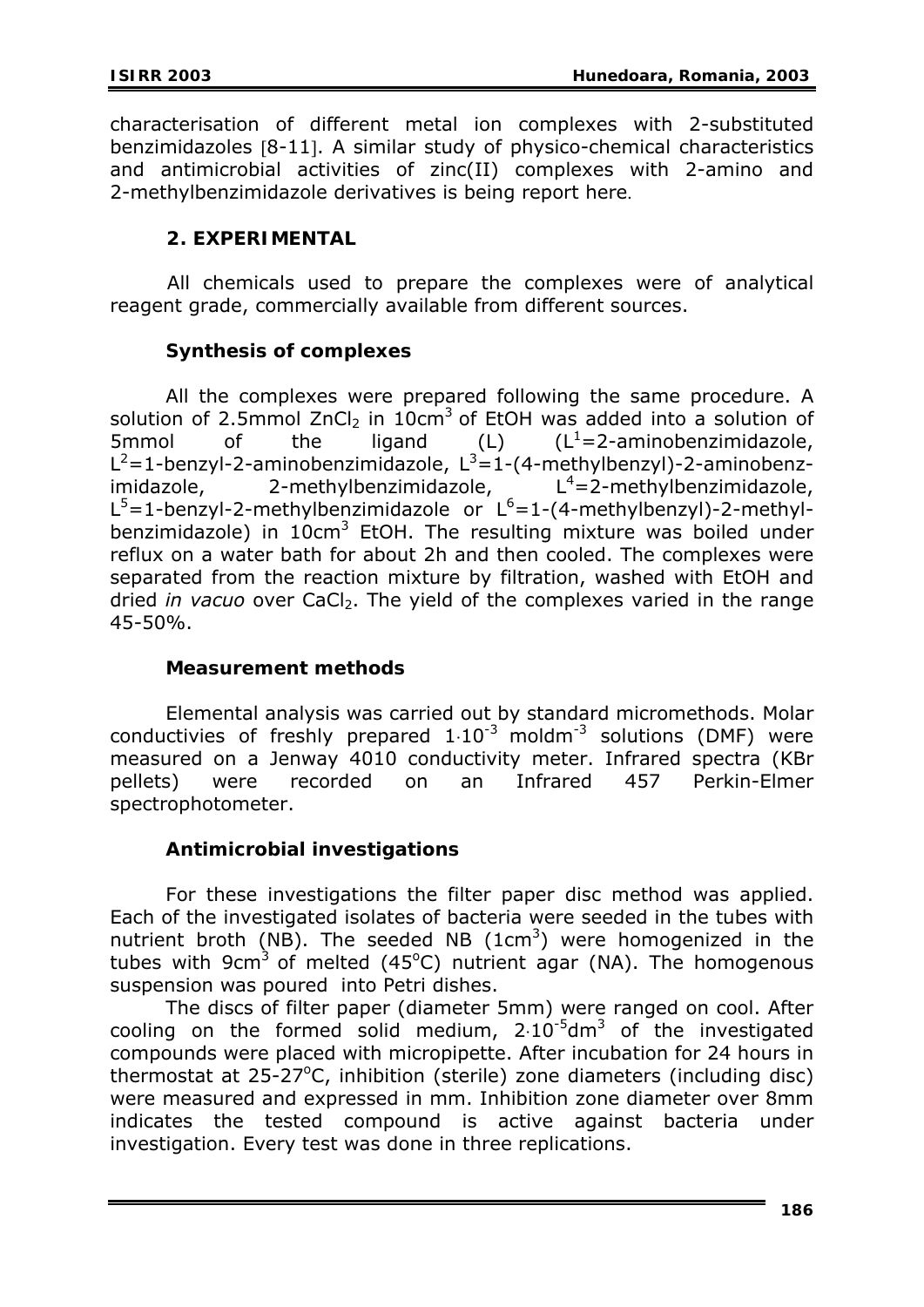characterisation of different metal ion complexes with 2-substituted benzimidazoles [8-11]. A similar study of physico-chemical characteristics and antimicrobial activities of zinc(II) complexes with 2-amino and 2-methylbenzimidazole derivatives is being report here.

## 2. EXPERIMENTAL

All chemicals used to prepare the complexes were of analytical reagent grade, commercially available from different sources.

### Synthesis of complexes

All the complexes were prepared following the same procedure. A solution of 2.5mmol $ZnCl_2$ in $10cm^3$ of EtOH was added into a solution of 5mmol of the ligand (L) ($L^1$=2-aminobenzimidazole, $L^2$=1-benzyl-2-aminobenzimidazole, $L^3$=1-(4-methylbenzyl)-2-aminobenzimidazole, 2-methylbenzimidazole, $L^4$=2-methylbenzimidazole, $L^5$=1-benzyl-2-methylbenzimidazole or $L^6$=1-(4-methylbenzyl)-2-methylbenzimidazole) in $10cm^3$ EtOH. The resulting mixture was boiled under reflux on a water bath for about 2h and then cooled. The complexes were separated from the reaction mixture by filtration, washed with EtOH and dried *in vacuo* over $CaCl_2$. The yield of the complexes varied in the range 45-50%.

### Measurement methods

Elemental analysis was carried out by standard micromethods. Molar conductivies of freshly prepared $1 \cdot 10^{-3}$ $moldm^{-3}$ solutions (DMF) were measured on a Jenway 4010 conductivity meter. Infrared spectra (KBr pellets) were recorded on an Infrared 457 Perkin-Elmer spectrophotometer.

### Antimicrobial investigations

For these investigations the filter paper disc method was applied. Each of the investigated isolates of bacteria were seeded in the tubes with nutrient broth (NB). The seeded NB ($1cm^3$) were homogenized in the tubes with $9cm^3$ of melted (45°C) nutrient agar (NA). The homogenous suspension was poured into Petri dishes.

The discs of filter paper (diameter 5mm) were ranged on cool. After cooling on the formed solid medium, $2 \cdot 10^{-5}dm^3$ of the investigated compounds were placed with micropipette. After incubation for 24 hours in thermostat at 25-27°C, inhibition (sterile) zone diameters (including disc) were measured and expressed in mm. Inhibition zone diameter over 8mm indicates the tested compound is active against bacteria under investigation. Every test was done in three replications.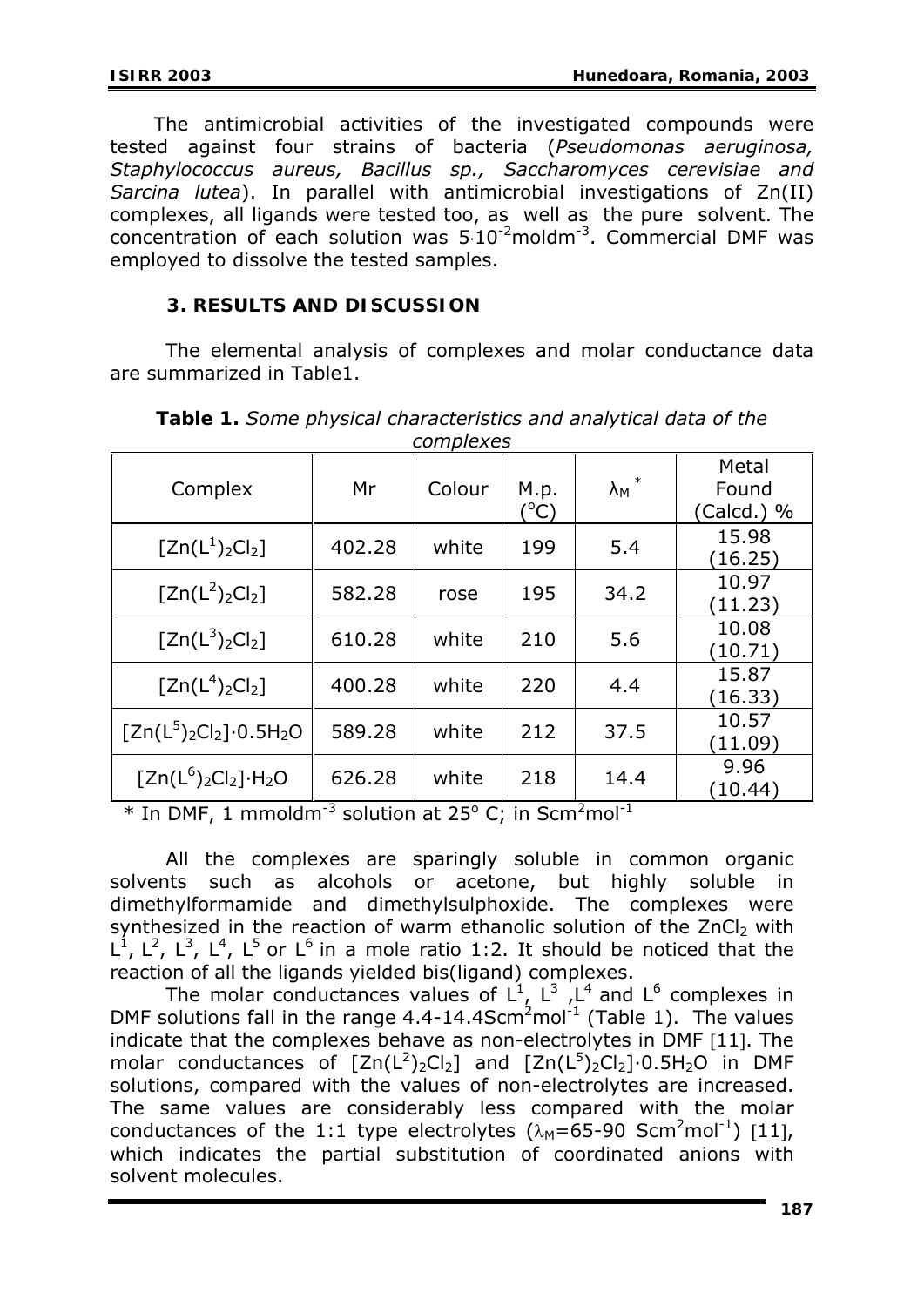The antimicrobial activities of the investigated compounds were tested against four strains of bacteria (*Pseudomonas aeruginosa, Staphylococcus aureus, Bacillus sp., Saccharomyces cerevisiae and Sarcina lutea*). In parallel with antimicrobial investigations of Zn(II) complexes, all ligands were tested too, as well as the pure solvent. The concentration of each solution was $5 \cdot 10^{-2}$ moldm$^{-3}$. Commercial DMF was employed to dissolve the tested samples.

## 3. RESULTS AND DISCUSSION

The elemental analysis of complexes and molar conductance data are summarized in Table1.

**Table 1.** *Some physical characteristics and analytical data of the complexes*

| Complex | Mr | Colour | M.p. (°C) | $\lambda_M$ * | Metal Found (Calcd.) % |
|---|---|---|---|---|---|
| $[Zn(L^1)_2Cl_2]$ | 402.28 | white | 199 | 5.4 | 15.98 (16.25) |
| $[Zn(L^2)_2Cl_2]$ | 582.28 | rose | 195 | 34.2 | 10.97 (11.23) |
| $[Zn(L^3)_2Cl_2]$ | 610.28 | white | 210 | 5.6 | 10.08 (10.71) |
| $[Zn(L^4)_2Cl_2]$ | 400.28 | white | 220 | 4.4 | 15.87 (16.33) |
| $[Zn(L^5)_2Cl_2]\cdot 0.5H_2O$ | 589.28 | white | 212 | 37.5 | 10.57 (11.09) |
| $[Zn(L^6)_2Cl_2]\cdot H_2O$ | 626.28 | white | 218 | 14.4 | 9.96 (10.44) |

\* In DMF, 1 mmoldm$^{-3}$ solution at 25° C; in Scm$^2$mol$^{-1}$

All the complexes are sparingly soluble in common organic solvents such as alcohols or acetone, but highly soluble in dimethylformamide and dimethylsulphoxide. The complexes were synthesized in the reaction of warm ethanolic solution of the $ZnCl_2$ with $L^1$, $L^2$, $L^3$, $L^4$, $L^5$ or $L^6$ in a mole ratio 1:2. It should be noticed that the reaction of all the ligands yielded bis(ligand) complexes.

The molar conductances values of $L^1$, $L^3$, $L^4$ and $L^6$ complexes in DMF solutions fall in the range 4.4-14.4Scm$^2$mol$^{-1}$ (Table 1). The values indicate that the complexes behave as non-electrolytes in DMF [11]. The molar conductances of $[Zn(L^2)_2Cl_2]$ and $[Zn(L^5)_2Cl_2]\cdot 0.5H_2O$ in DMF solutions, compared with the values of non-electrolytes are increased. The same values are considerably less compared with the molar conductances of the 1:1 type electrolytes ($\lambda_M$=65-90 Scm$^2$mol$^{-1}$) [11], which indicates the partial substitution of coordinated anions with solvent molecules.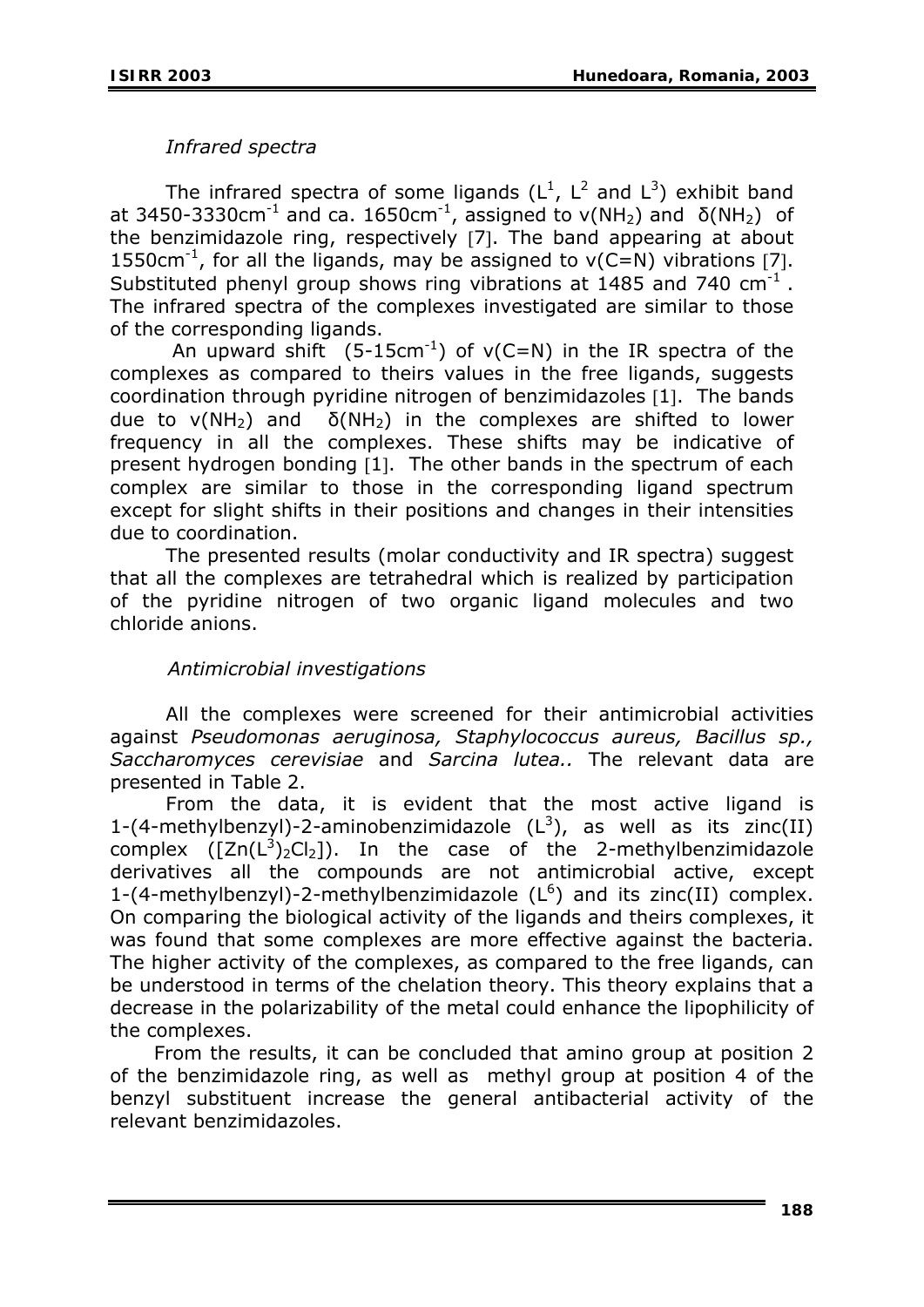*Infrared spectra*

The infrared spectra of some ligands ($L^1$, $L^2$ and $L^3$) exhibit band at 3450-3330cm$^{-1}$ and ca. 1650cm$^{-1}$, assigned to ν($NH_2$) and δ($NH_2$) of the benzimidazole ring, respectively [7]. The band appearing at about 1550cm$^{-1}$, for all the ligands, may be assigned to ν(C=N) vibrations [7]. Substituted phenyl group shows ring vibrations at 1485 and 740 cm$^{-1}$. The infrared spectra of the complexes investigated are similar to those of the corresponding ligands.

An upward shift (5-15cm$^{-1}$) of ν(C=N) in the IR spectra of the complexes as compared to theirs values in the free ligands, suggests coordination through pyridine nitrogen of benzimidazoles [1]. The bands due to ν($NH_2$) and δ($NH_2$) in the complexes are shifted to lower frequency in all the complexes. These shifts may be indicative of present hydrogen bonding [1]. The other bands in the spectrum of each complex are similar to those in the corresponding ligand spectrum except for slight shifts in their positions and changes in their intensities due to coordination.

The presented results (molar conductivity and IR spectra) suggest that all the complexes are tetrahedral which is realized by participation of the pyridine nitrogen of two organic ligand molecules and two chloride anions.

*Antimicrobial investigations*

All the complexes were screened for their antimicrobial activities against *Pseudomonas aeruginosa, Staphylococcus aureus, Bacillus sp., Saccharomyces cerevisiae* and *Sarcina lutea..* The relevant data are presented in Table 2.

From the data, it is evident that the most active ligand is 1-(4-methylbenzyl)-2-aminobenzimidazole ($L^3$), as well as its zinc(II) complex ($[Zn(L^3)_2Cl_2]$). In the case of the 2-methylbenzimidazole derivatives all the compounds are not antimicrobial active, except 1-(4-methylbenzyl)-2-methylbenzimidazole ($L^6$) and its zinc(II) complex. On comparing the biological activity of the ligands and theirs complexes, it was found that some complexes are more effective against the bacteria. The higher activity of the complexes, as compared to the free ligands, can be understood in terms of the chelation theory. This theory explains that a decrease in the polarizability of the metal could enhance the lipophilicity of the complexes.

From the results, it can be concluded that amino group at position 2 of the benzimidazole ring, as well as methyl group at position 4 of the benzyl substituent increase the general antibacterial activity of the relevant benzimidazoles.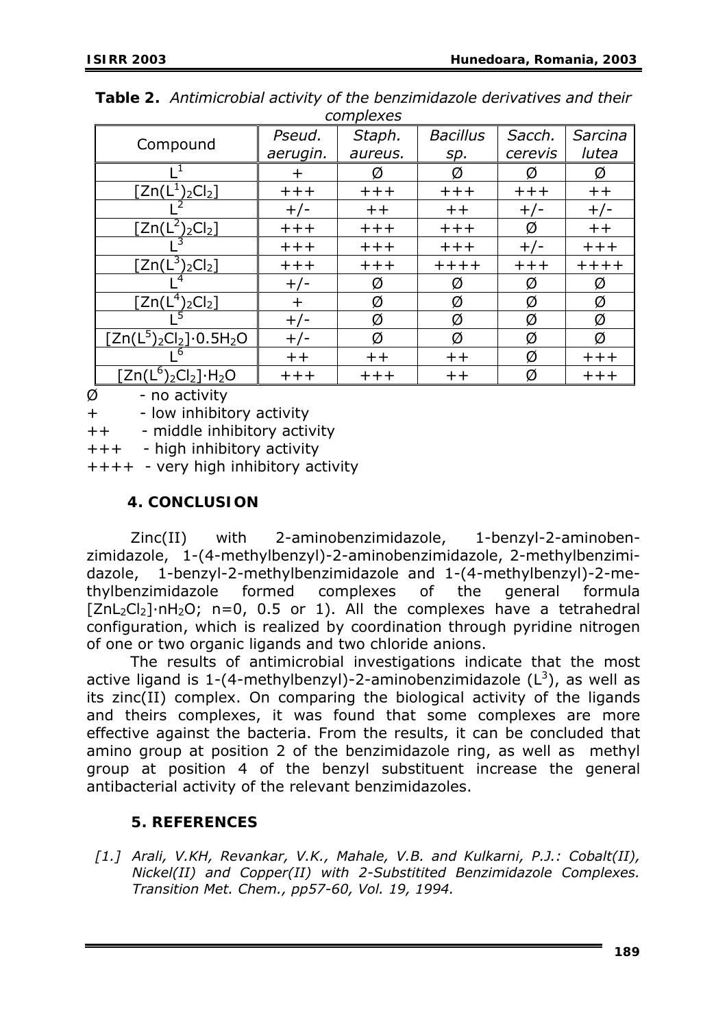**Table 2.** *Antimicrobial activity of the benzimidazole derivatives and their complexes*

| Compound | *Pseud. aerugin.* | *Staph. aureus.* | *Bacillus sp.* | *Sacch. cerevis* | *Sarcina lutea* |
|---|---|---|---|---|---|
| $L^1$ | + | Ø | Ø | Ø | Ø |
| $[Zn(L^1)_2Cl_2]$ | +++ | +++ | +++ | +++ | ++ |
| $L^2$ | +/- | ++ | ++ | +/- | +/- |
| $[Zn(L^2)_2Cl_2]$ | +++ | +++ | +++ | Ø | ++ |
| $L^3$ | +++ | +++ | +++ | +/- | +++ |
| $[Zn(L^3)_2Cl_2]$ | +++ | +++ | ++++ | +++ | ++++ |
| $L^4$ | +/- | Ø | Ø | Ø | Ø |
| $[Zn(L^4)_2Cl_2]$ | + | Ø | Ø | Ø | Ø |
| $L^5$ | +/- | Ø | Ø | Ø | Ø |
| $[Zn(L^5)_2Cl_2]\cdot 0.5H_2O$ | +/- | Ø | Ø | Ø | Ø |
| $L^6$ | ++ | ++ | ++ | Ø | +++ |
| $[Zn(L^6)_2Cl_2]\cdot H_2O$ | +++ | +++ | ++ | Ø | +++ |

Ø - no activity
+ - low inhibitory activity
++ - middle inhibitory activity
+++ - high inhibitory activity
++++ - very high inhibitory activity

## 4. CONCLUSION

Zinc(II) with 2-aminobenzimidazole, 1-benzyl-2-aminobenzimidazole, 1-(4-methylbenzyl)-2-aminobenzimidazole, 2-methylbenzimidazole, 1-benzyl-2-methylbenzimidazole and 1-(4-methylbenzyl)-2-methylbenzimidazole formed complexes of the general formula $[ZnL_2Cl_2]\cdot nH_2O$; n=0, 0.5 or 1). All the complexes have a tetrahedral configuration, which is realized by coordination through pyridine nitrogen of one or two organic ligands and two chloride anions.

The results of antimicrobial investigations indicate that the most active ligand is 1-(4-methylbenzyl)-2-aminobenzimidazole ($L^3$), as well as its zinc(II) complex. On comparing the biological activity of the ligands and theirs complexes, it was found that some complexes are more effective against the bacteria. From the results, it can be concluded that amino group at position 2 of the benzimidazole ring, as well as methyl group at position 4 of the benzyl substituent increase the general antibacterial activity of the relevant benzimidazoles.

## 5. REFERENCES

*[1.] Arali, V.KH, Revankar, V.K., Mahale, V.B. and Kulkarni, P.J.: Cobalt(II), Nickel(II) and Copper(II) with 2-Substitited Benzimidazole Complexes. Transition Met. Chem., pp57-60, Vol. 19, 1994.*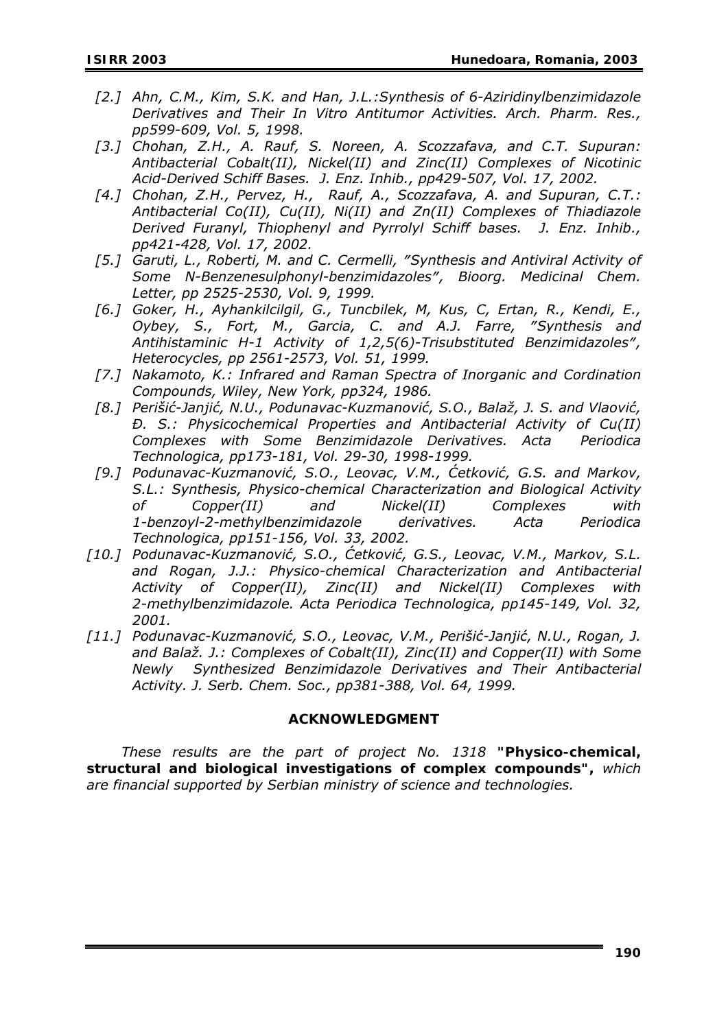*[2.] Ahn, C.M., Kim, S.K. and Han, J.L.:Synthesis of 6-Aziridinylbenzimidazole Derivatives and Their In Vitro Antitumor Activities. Arch. Pharm. Res., pp599-609, Vol. 5, 1998.*

*[3.] Chohan, Z.H., A. Rauf, S. Noreen, A. Scozzafava, and C.T. Supuran: Antibacterial Cobalt(II), Nickel(II) and Zinc(II) Complexes of Nicotinic Acid-Derived Schiff Bases. J. Enz. Inhib., pp429-507, Vol. 17, 2002.*

*[4.] Chohan, Z.H., Pervez, H., Rauf, A., Scozzafava, A. and Supuran, C.T.: Antibacterial Co(II), Cu(II), Ni(II) and Zn(II) Complexes of Thiadiazole Derived Furanyl, Thiophenyl and Pyrrolyl Schiff bases. J. Enz. Inhib., pp421-428, Vol. 17, 2002.*

*[5.] Garuti, L., Roberti, M. and C. Cermelli, "Synthesis and Antiviral Activity of Some N-Benzenesulphonyl-benzimidazoles", Bioorg. Medicinal Chem. Letter, pp 2525-2530, Vol. 9, 1999.*

*[6.] Goker, H., Ayhankilcilgil, G., Tuncbilek, M, Kus, C, Ertan, R., Kendi, E., Oybey, S., Fort, M., Garcia, C. and A.J. Farre, "Synthesis and Antihistaminic H-1 Activity of 1,2,5(6)-Trisubstituted Benzimidazoles", Heterocycles, pp 2561-2573, Vol. 51, 1999.*

*[7.] Nakamoto, K.: Infrared and Raman Spectra of Inorganic and Cordination Compounds, Wiley, New York, pp324, 1986.*

*[8.] Perišić-Janjić, N.U., Podunavac-Kuzmanović, S.O., Balaž, J. S. and Vlaović, Đ. S.: Physicochemical Properties and Antibacterial Activity of Cu(II) Complexes with Some Benzimidazole Derivatives. Acta Periodica Technologica, pp173-181, Vol. 29-30, 1998-1999.*

*[9.] Podunavac-Kuzmanović, S.O., Leovac, V.M., Ćetković, G.S. and Markov, S.L.: Synthesis, Physico-chemical Characterization and Biological Activity of Copper(II) and Nickel(II) Complexes with 1-benzoyl-2-methylbenzimidazole derivatives. Acta Periodica Technologica, pp151-156, Vol. 33, 2002.*

*[10.] Podunavac-Kuzmanović, S.O., Ćetković, G.S., Leovac, V.M., Markov, S.L. and Rogan, J.J.: Physico-chemical Characterization and Antibacterial Activity of Copper(II), Zinc(II) and Nickel(II) Complexes with 2-methylbenzimidazole. Acta Periodica Technologica, pp145-149, Vol. 32, 2001.*

*[11.] Podunavac-Kuzmanović, S.O., Leovac, V.M., Perišić-Janjić, N.U., Rogan, J. and Balaž. J.: Complexes of Cobalt(II), Zinc(II) and Copper(II) with Some Newly Synthesized Benzimidazole Derivatives and Their Antibacterial Activity. J. Serb. Chem. Soc., pp381-388, Vol. 64, 1999.*

## ACKNOWLEDGMENT

*These results are the part of project No. 1318* **"Physico-chemical, structural and biological investigations of complex compounds",** *which are financial supported by Serbian ministry of science and technologies.*